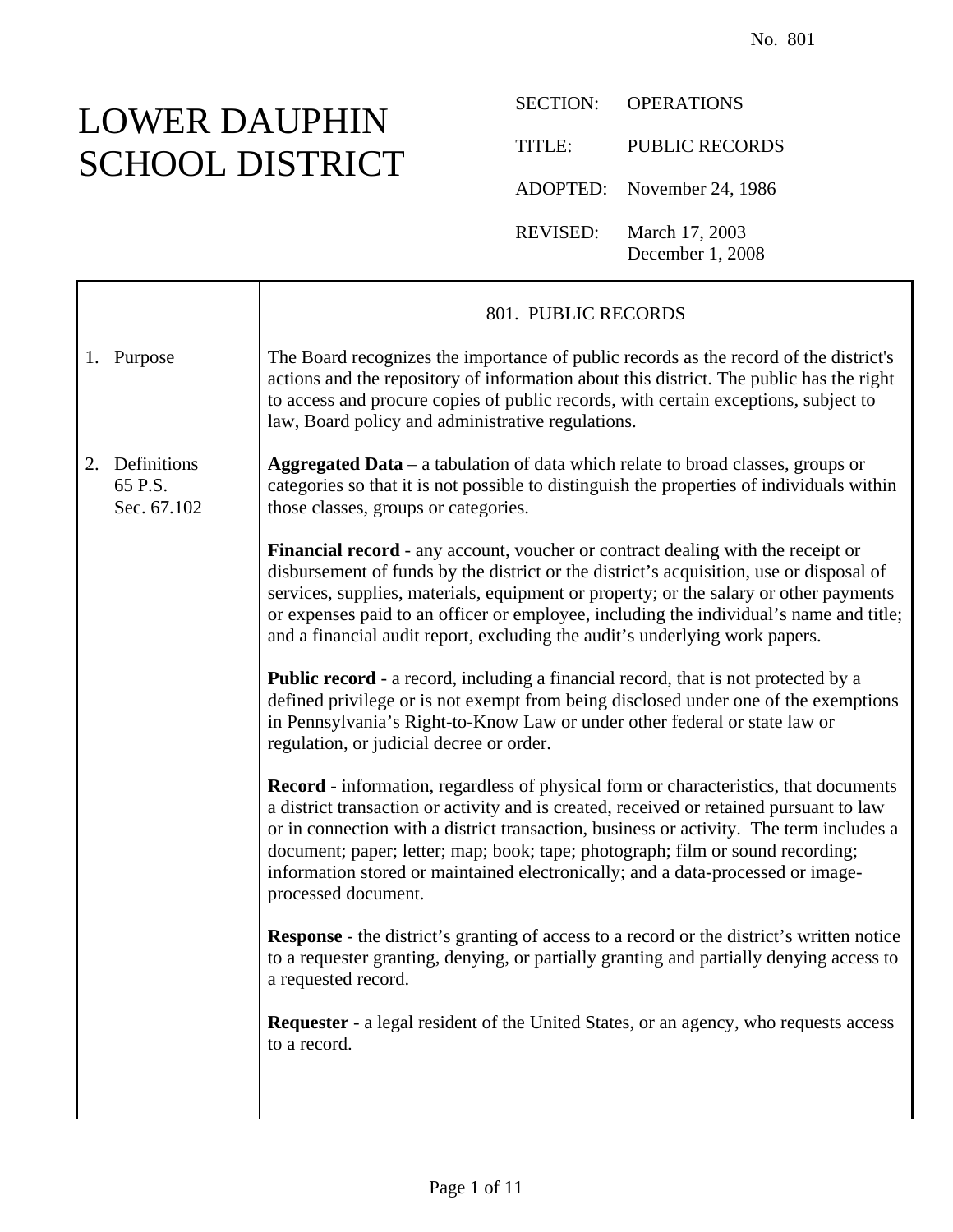No. 801

# LOWER DAUPHIN SCHOOL DISTRICT

SECTION: OPERATIONS

TITLE: PUBLIC RECORDS

ADOPTED: November 24, 1986

REVISED: March 17, 2003
December 1, 2008

## 801. PUBLIC RECORDS

### 1. Purpose

The Board recognizes the importance of public records as the record of the district's actions and the repository of information about this district. The public has the right to access and procure copies of public records, with certain exceptions, subject to law, Board policy and administrative regulations.

### 2. Definitions

65 P.S. Sec. 67.102

**Aggregated Data** – a tabulation of data which relate to broad classes, groups or categories so that it is not possible to distinguish the properties of individuals within those classes, groups or categories.

**Financial record** - any account, voucher or contract dealing with the receipt or disbursement of funds by the district or the district's acquisition, use or disposal of services, supplies, materials, equipment or property; or the salary or other payments or expenses paid to an officer or employee, including the individual's name and title; and a financial audit report, excluding the audit's underlying work papers.

**Public record** - a record, including a financial record, that is not protected by a defined privilege or is not exempt from being disclosed under one of the exemptions in Pennsylvania's Right-to-Know Law or under other federal or state law or regulation, or judicial decree or order.

**Record** - information, regardless of physical form or characteristics, that documents a district transaction or activity and is created, received or retained pursuant to law or in connection with a district transaction, business or activity. The term includes a document; paper; letter; map; book; tape; photograph; film or sound recording; information stored or maintained electronically; and a data-processed or image-processed document.

**Response** - the district's granting of access to a record or the district's written notice to a requester granting, denying, or partially granting and partially denying access to a requested record.

**Requester** - a legal resident of the United States, or an agency, who requests access to a record.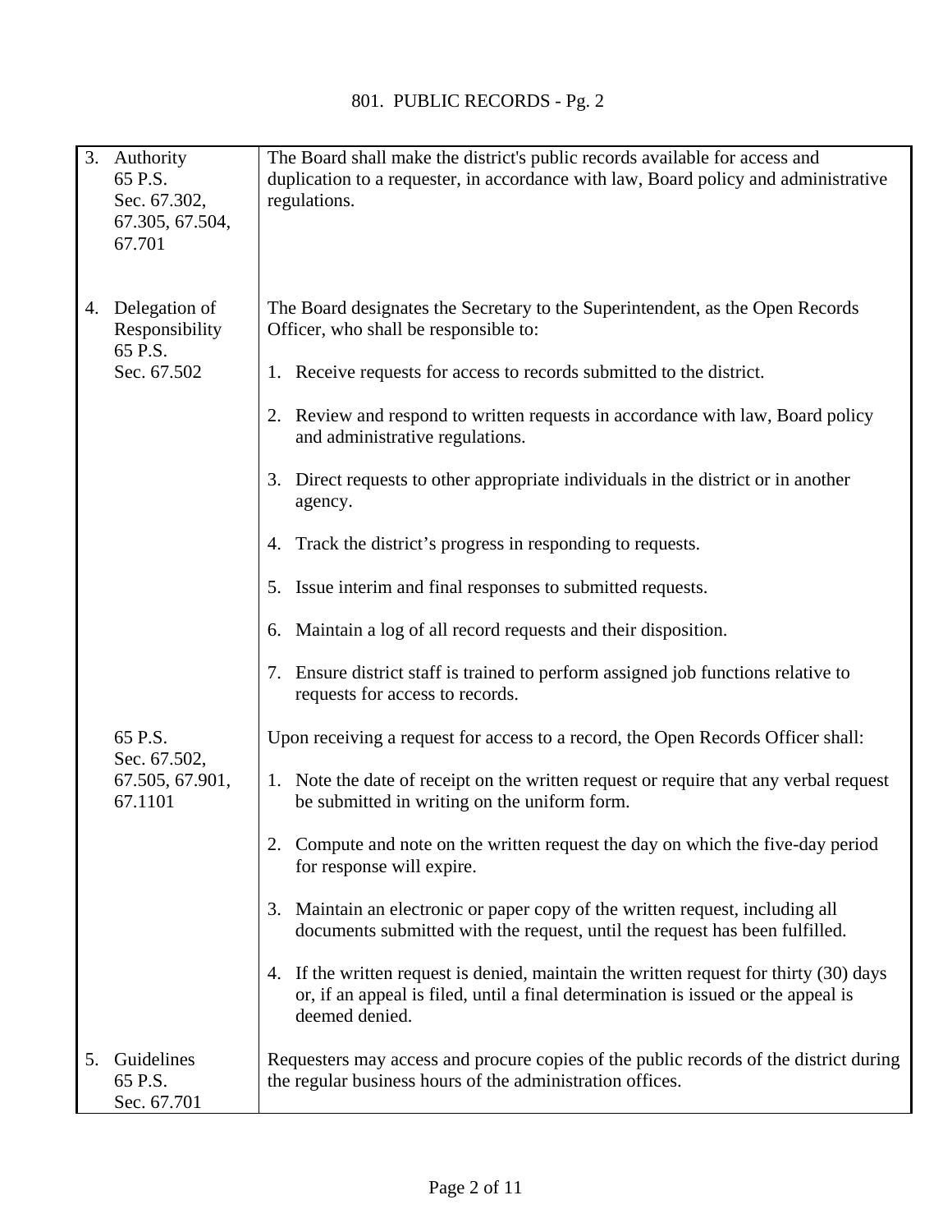| | |
|---|---|
| 3. Authority<br>65 P.S.<br>Sec. 67.302,<br>67.305, 67.504,<br>67.701 | The Board shall make the district's public records available for access and duplication to a requester, in accordance with law, Board policy and administrative regulations. |
| 4. Delegation of Responsibility<br>65 P.S.<br>Sec. 67.502 | The Board designates the Secretary to the Superintendent, as the Open Records Officer, who shall be responsible to:<br><br>1. Receive requests for access to records submitted to the district.<br><br>2. Review and respond to written requests in accordance with law, Board policy and administrative regulations.<br><br>3. Direct requests to other appropriate individuals in the district or in another agency.<br><br>4. Track the district's progress in responding to requests.<br><br>5. Issue interim and final responses to submitted requests.<br><br>6. Maintain a log of all record requests and their disposition.<br><br>7. Ensure district staff is trained to perform assigned job functions relative to requests for access to records. |
| 65 P.S.<br>Sec. 67.502,<br>67.505, 67.901,<br>67.1101 | Upon receiving a request for access to a record, the Open Records Officer shall:<br><br>1. Note the date of receipt on the written request or require that any verbal request be submitted in writing on the uniform form.<br><br>2. Compute and note on the written request the day on which the five-day period for response will expire.<br><br>3. Maintain an electronic or paper copy of the written request, including all documents submitted with the request, until the request has been fulfilled.<br><br>4. If the written request is denied, maintain the written request for thirty (30) days or, if an appeal is filed, until a final determination is issued or the appeal is deemed denied. |
| 5. Guidelines<br>65 P.S.<br>Sec. 67.701 | Requesters may access and procure copies of the public records of the district during the regular business hours of the administration offices. |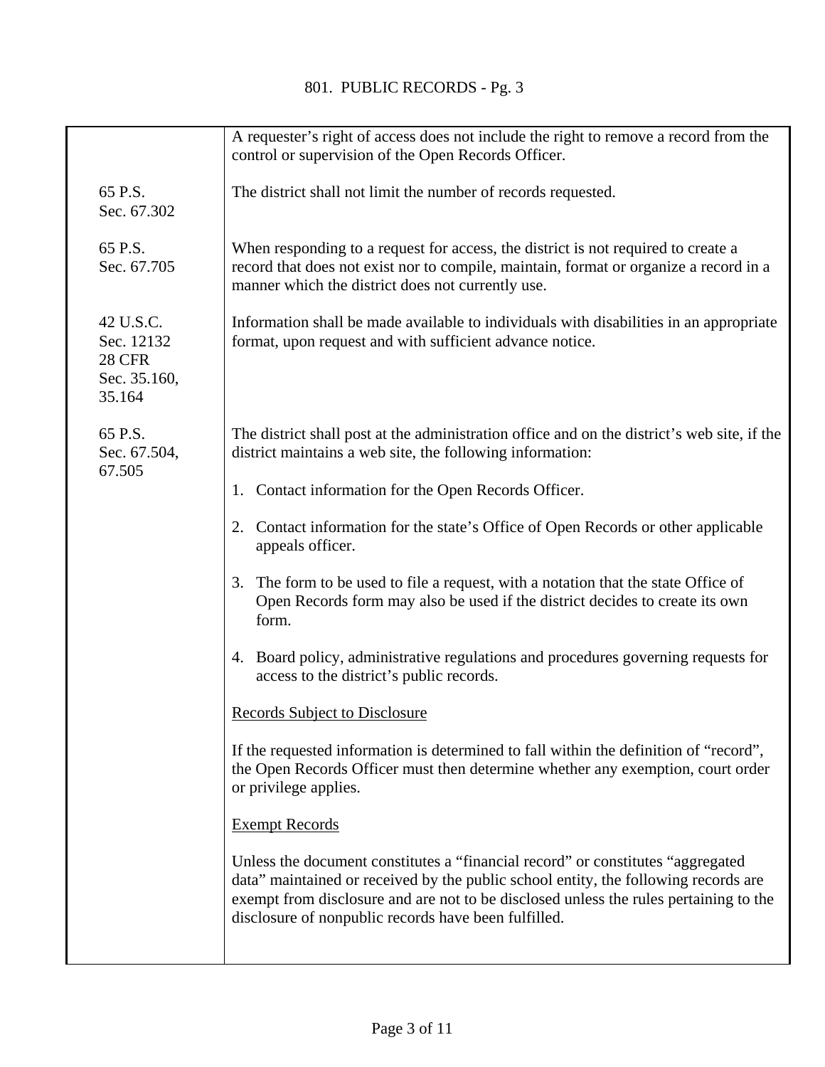A requester's right of access does not include the right to remove a record from the control or supervision of the Open Records Officer.

65 P.S. Sec. 67.302

The district shall not limit the number of records requested.

65 P.S. Sec. 67.705

When responding to a request for access, the district is not required to create a record that does not exist nor to compile, maintain, format or organize a record in a manner which the district does not currently use.

42 U.S.C. Sec. 12132
28 CFR Sec. 35.160, 35.164

Information shall be made available to individuals with disabilities in an appropriate format, upon request and with sufficient advance notice.

65 P.S. Sec. 67.504, 67.505

The district shall post at the administration office and on the district's web site, if the district maintains a web site, the following information:

1. Contact information for the Open Records Officer.

2. Contact information for the state's Office of Open Records or other applicable appeals officer.

3. The form to be used to file a request, with a notation that the state Office of Open Records form may also be used if the district decides to create its own form.

4. Board policy, administrative regulations and procedures governing requests for access to the district's public records.

<u>Records Subject to Disclosure</u>

If the requested information is determined to fall within the definition of "record", the Open Records Officer must then determine whether any exemption, court order or privilege applies.

<u>Exempt Records</u>

Unless the document constitutes a "financial record" or constitutes "aggregated data" maintained or received by the public school entity, the following records are exempt from disclosure and are not to be disclosed unless the rules pertaining to the disclosure of nonpublic records have been fulfilled.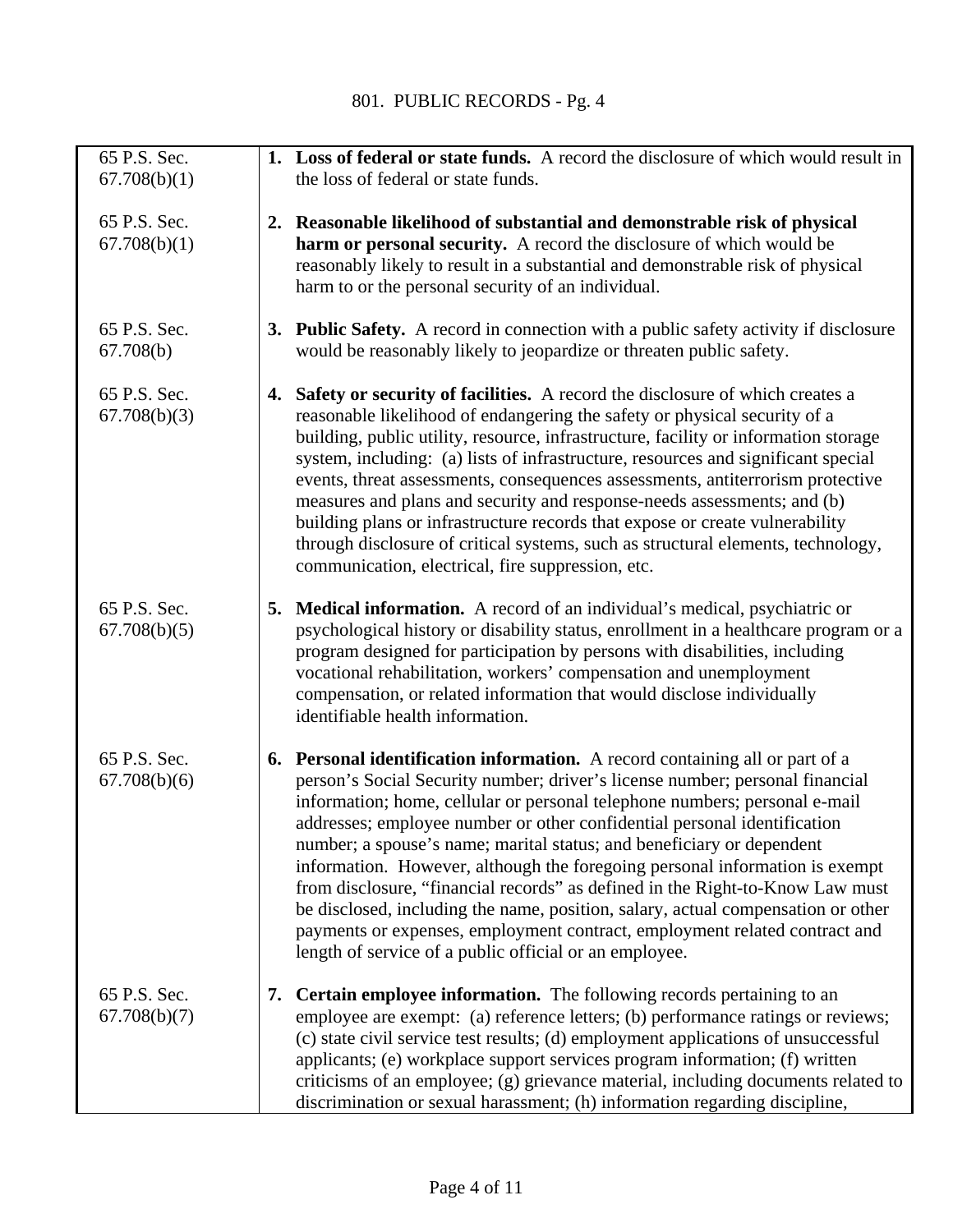| | |
|---|---|
| 65 P.S. Sec. 67.708(b)(1) | **1. Loss of federal or state funds.** A record the disclosure of which would result in the loss of federal or state funds. |
| 65 P.S. Sec. 67.708(b)(1) | **2. Reasonable likelihood of substantial and demonstrable risk of physical harm or personal security.** A record the disclosure of which would be reasonably likely to result in a substantial and demonstrable risk of physical harm to or the personal security of an individual. |
| 65 P.S. Sec. 67.708(b) | **3. Public Safety.** A record in connection with a public safety activity if disclosure would be reasonably likely to jeopardize or threaten public safety. |
| 65 P.S. Sec. 67.708(b)(3) | **4. Safety or security of facilities.** A record the disclosure of which creates a reasonable likelihood of endangering the safety or physical security of a building, public utility, resource, infrastructure, facility or information storage system, including: (a) lists of infrastructure, resources and significant special events, threat assessments, consequences assessments, antiterrorism protective measures and plans and security and response-needs assessments; and (b) building plans or infrastructure records that expose or create vulnerability through disclosure of critical systems, such as structural elements, technology, communication, electrical, fire suppression, etc. |
| 65 P.S. Sec. 67.708(b)(5) | **5. Medical information.** A record of an individual's medical, psychiatric or psychological history or disability status, enrollment in a healthcare program or a program designed for participation by persons with disabilities, including vocational rehabilitation, workers' compensation and unemployment compensation, or related information that would disclose individually identifiable health information. |
| 65 P.S. Sec. 67.708(b)(6) | **6. Personal identification information.** A record containing all or part of a person's Social Security number; driver's license number; personal financial information; home, cellular or personal telephone numbers; personal e-mail addresses; employee number or other confidential personal identification number; a spouse's name; marital status; and beneficiary or dependent information. However, although the foregoing personal information is exempt from disclosure, "financial records" as defined in the Right-to-Know Law must be disclosed, including the name, position, salary, actual compensation or other payments or expenses, employment contract, employment related contract and length of service of a public official or an employee. |
| 65 P.S. Sec. 67.708(b)(7) | **7. Certain employee information.** The following records pertaining to an employee are exempt: (a) reference letters; (b) performance ratings or reviews; (c) state civil service test results; (d) employment applications of unsuccessful applicants; (e) workplace support services program information; (f) written criticisms of an employee; (g) grievance material, including documents related to discrimination or sexual harassment; (h) information regarding discipline, |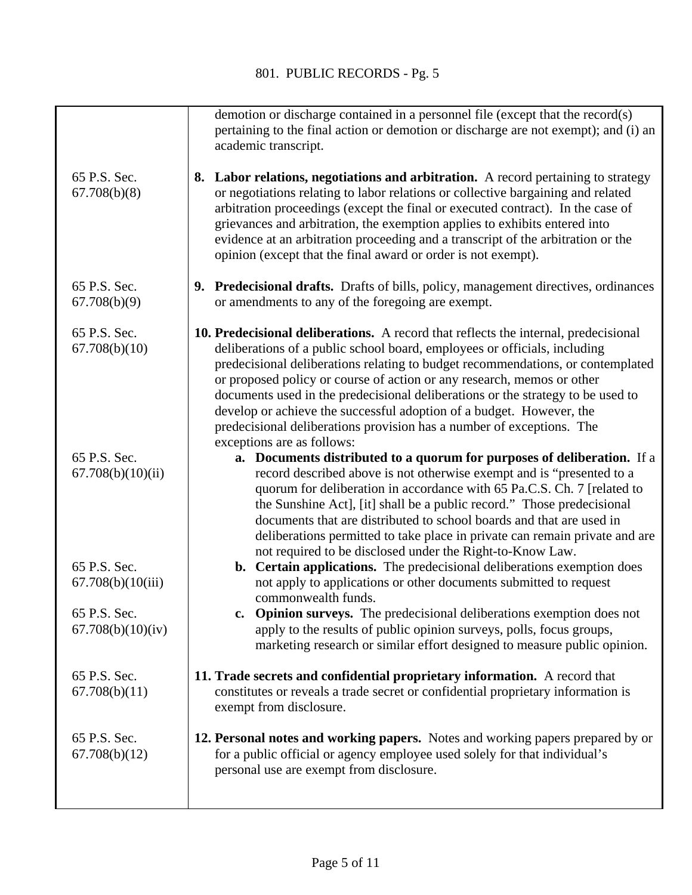| | |
|---|---|
| | demotion or discharge contained in a personnel file (except that the record(s) pertaining to the final action or demotion or discharge are not exempt); and (i) an academic transcript. |
| 65 P.S. Sec. 67.708(b)(8) | **8. Labor relations, negotiations and arbitration.** A record pertaining to strategy or negotiations relating to labor relations or collective bargaining and related arbitration proceedings (except the final or executed contract). In the case of grievances and arbitration, the exemption applies to exhibits entered into evidence at an arbitration proceeding and a transcript of the arbitration or the opinion (except that the final award or order is not exempt). |
| 65 P.S. Sec. 67.708(b)(9) | **9. Predecisional drafts.** Drafts of bills, policy, management directives, ordinances or amendments to any of the foregoing are exempt. |
| 65 P.S. Sec. 67.708(b)(10) | **10. Predecisional deliberations.** A record that reflects the internal, predecisional deliberations of a public school board, employees or officials, including predecisional deliberations relating to budget recommendations, or contemplated or proposed policy or course of action or any research, memos or other documents used in the predecisional deliberations or the strategy to be used to develop or achieve the successful adoption of a budget. However, the predecisional deliberations provision has a number of exceptions. The exceptions are as follows: |
| 65 P.S. Sec. 67.708(b)(10)(ii) | **a. Documents distributed to a quorum for purposes of deliberation.** If a record described above is not otherwise exempt and is "presented to a quorum for deliberation in accordance with 65 Pa.C.S. Ch. 7 [related to the Sunshine Act], [it] shall be a public record." Those predecisional documents that are distributed to school boards and that are used in deliberations permitted to take place in private can remain private and are not required to be disclosed under the Right-to-Know Law. |
| 65 P.S. Sec. 67.708(b)(10(iii) | **b. Certain applications.** The predecisional deliberations exemption does not apply to applications or other documents submitted to request commonwealth funds. |
| 65 P.S. Sec. 67.708(b)(10)(iv) | **c. Opinion surveys.** The predecisional deliberations exemption does not apply to the results of public opinion surveys, polls, focus groups, marketing research or similar effort designed to measure public opinion. |
| 65 P.S. Sec. 67.708(b)(11) | **11. Trade secrets and confidential proprietary information.** A record that constitutes or reveals a trade secret or confidential proprietary information is exempt from disclosure. |
| 65 P.S. Sec. 67.708(b)(12) | **12. Personal notes and working papers.** Notes and working papers prepared by or for a public official or agency employee used solely for that individual's personal use are exempt from disclosure. |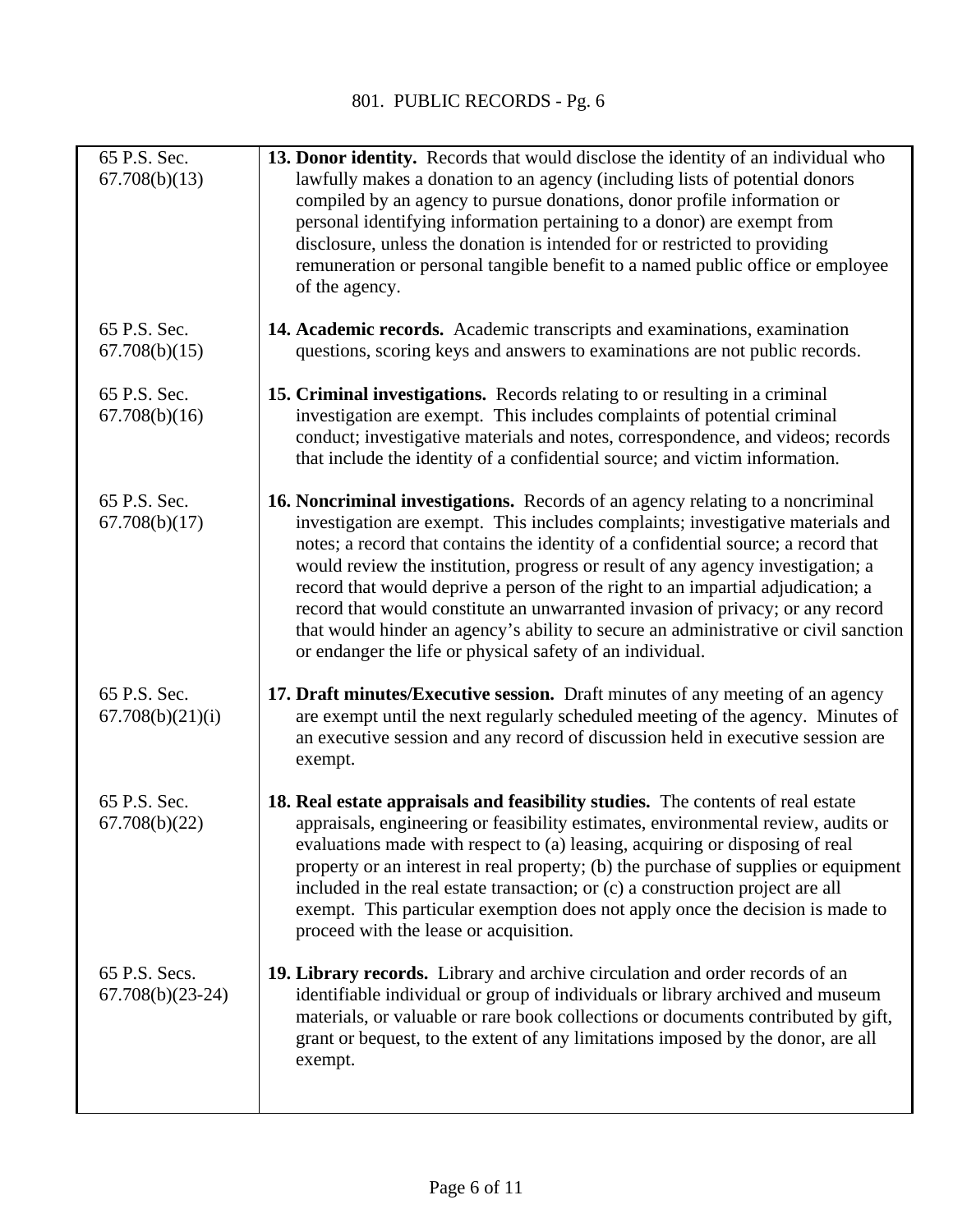| | |
|---|---|
| 65 P.S. Sec. 67.708(b)(13) | **13. Donor identity.** Records that would disclose the identity of an individual who lawfully makes a donation to an agency (including lists of potential donors compiled by an agency to pursue donations, donor profile information or personal identifying information pertaining to a donor) are exempt from disclosure, unless the donation is intended for or restricted to providing remuneration or personal tangible benefit to a named public office or employee of the agency. |
| 65 P.S. Sec. 67.708(b)(15) | **14. Academic records.** Academic transcripts and examinations, examination questions, scoring keys and answers to examinations are not public records. |
| 65 P.S. Sec. 67.708(b)(16) | **15. Criminal investigations.** Records relating to or resulting in a criminal investigation are exempt. This includes complaints of potential criminal conduct; investigative materials and notes, correspondence, and videos; records that include the identity of a confidential source; and victim information. |
| 65 P.S. Sec. 67.708(b)(17) | **16. Noncriminal investigations.** Records of an agency relating to a noncriminal investigation are exempt. This includes complaints; investigative materials and notes; a record that contains the identity of a confidential source; a record that would review the institution, progress or result of any agency investigation; a record that would deprive a person of the right to an impartial adjudication; a record that would constitute an unwarranted invasion of privacy; or any record that would hinder an agency's ability to secure an administrative or civil sanction or endanger the life or physical safety of an individual. |
| 65 P.S. Sec. 67.708(b)(21)(i) | **17. Draft minutes/Executive session.** Draft minutes of any meeting of an agency are exempt until the next regularly scheduled meeting of the agency. Minutes of an executive session and any record of discussion held in executive session are exempt. |
| 65 P.S. Sec. 67.708(b)(22) | **18. Real estate appraisals and feasibility studies.** The contents of real estate appraisals, engineering or feasibility estimates, environmental review, audits or evaluations made with respect to (a) leasing, acquiring or disposing of real property or an interest in real property; (b) the purchase of supplies or equipment included in the real estate transaction; or (c) a construction project are all exempt. This particular exemption does not apply once the decision is made to proceed with the lease or acquisition. |
| 65 P.S. Secs. 67.708(b)(23-24) | **19. Library records.** Library and archive circulation and order records of an identifiable individual or group of individuals or library archived and museum materials, or valuable or rare book collections or documents contributed by gift, grant or bequest, to the extent of any limitations imposed by the donor, are all exempt. |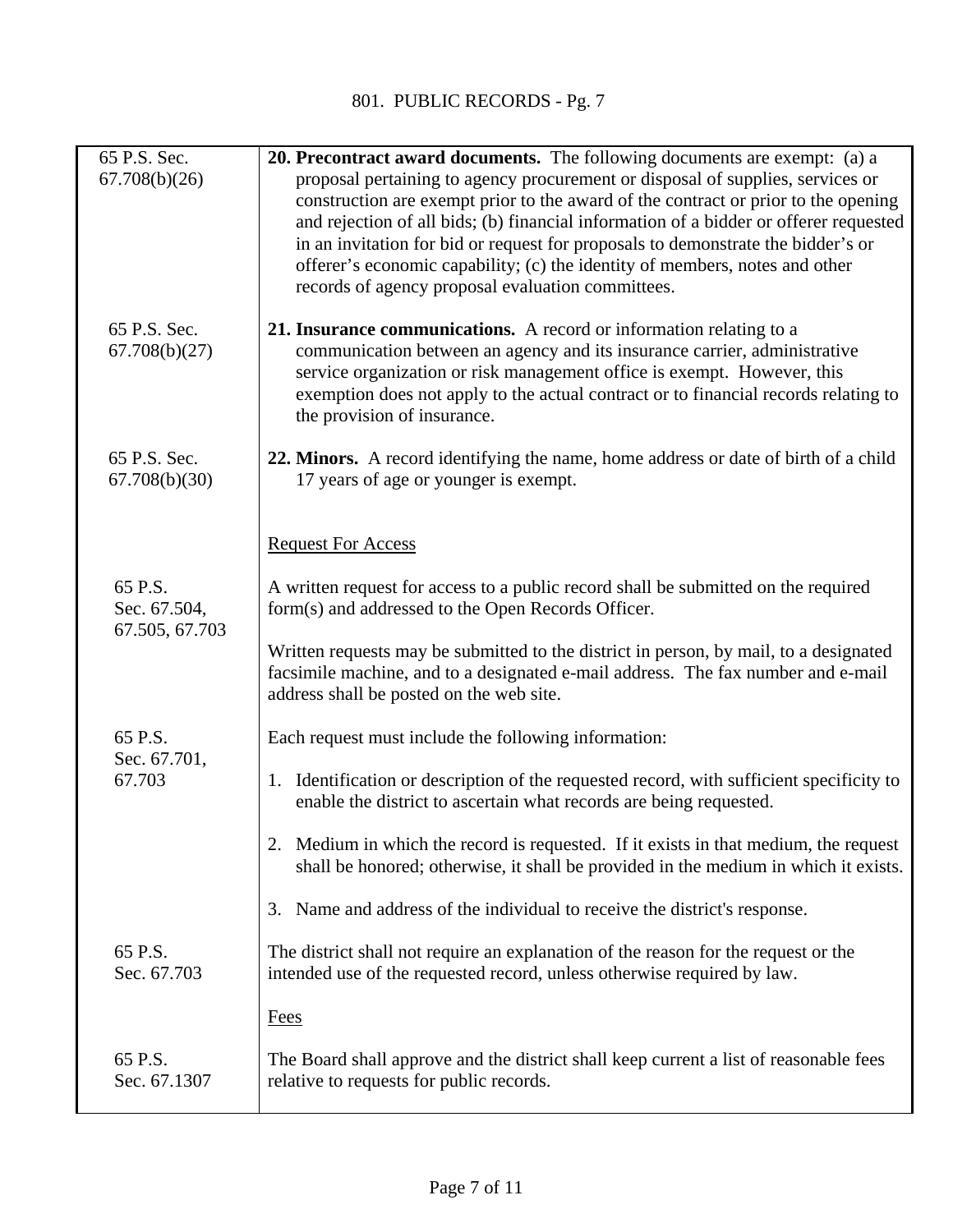| | |
|---|---|
| 65 P.S. Sec. 67.708(b)(26) | **20. Precontract award documents.** The following documents are exempt: (a) a proposal pertaining to agency procurement or disposal of supplies, services or construction are exempt prior to the award of the contract or prior to the opening and rejection of all bids; (b) financial information of a bidder or offerer requested in an invitation for bid or request for proposals to demonstrate the bidder's or offerer's economic capability; (c) the identity of members, notes and other records of agency proposal evaluation committees. |
| 65 P.S. Sec. 67.708(b)(27) | **21. Insurance communications.** A record or information relating to a communication between an agency and its insurance carrier, administrative service organization or risk management office is exempt. However, this exemption does not apply to the actual contract or to financial records relating to the provision of insurance. |
| 65 P.S. Sec. 67.708(b)(30) | **22. Minors.** A record identifying the name, home address or date of birth of a child 17 years of age or younger is exempt. |
| | <u>Request For Access</u> |
| 65 P.S. Sec. 67.504, 67.505, 67.703 | A written request for access to a public record shall be submitted on the required form(s) and addressed to the Open Records Officer.<br><br>Written requests may be submitted to the district in person, by mail, to a designated facsimile machine, and to a designated e-mail address. The fax number and e-mail address shall be posted on the web site. |
| 65 P.S. Sec. 67.701, 67.703 | Each request must include the following information:<br><br>1. Identification or description of the requested record, with sufficient specificity to enable the district to ascertain what records are being requested.<br><br>2. Medium in which the record is requested. If it exists in that medium, the request shall be honored; otherwise, it shall be provided in the medium in which it exists.<br><br>3. Name and address of the individual to receive the district's response. |
| 65 P.S. Sec. 67.703 | The district shall not require an explanation of the reason for the request or the intended use of the requested record, unless otherwise required by law. |
| | <u>Fees</u> |
| 65 P.S. Sec. 67.1307 | The Board shall approve and the district shall keep current a list of reasonable fees relative to requests for public records. |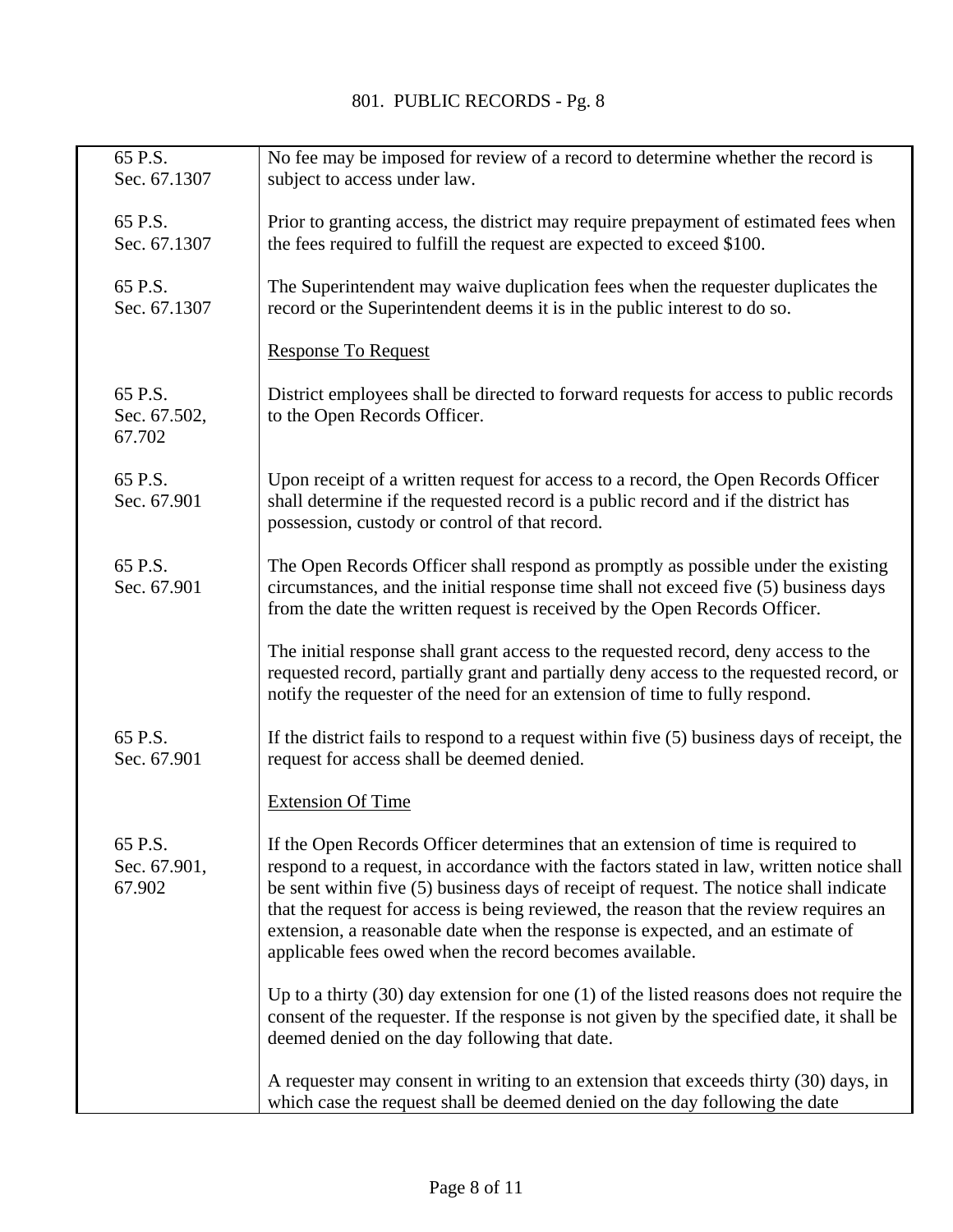| | |
|---|---|
| 65 P.S. Sec. 67.1307 | No fee may be imposed for review of a record to determine whether the record is subject to access under law. |
| 65 P.S. Sec. 67.1307 | Prior to granting access, the district may require prepayment of estimated fees when the fees required to fulfill the request are expected to exceed $100. |
| 65 P.S. Sec. 67.1307 | The Superintendent may waive duplication fees when the requester duplicates the record or the Superintendent deems it is in the public interest to do so. |
| | <u>Response To Request</u> |
| 65 P.S. Sec. 67.502, 67.702 | District employees shall be directed to forward requests for access to public records to the Open Records Officer. |
| 65 P.S. Sec. 67.901 | Upon receipt of a written request for access to a record, the Open Records Officer shall determine if the requested record is a public record and if the district has possession, custody or control of that record. |
| 65 P.S. Sec. 67.901 | The Open Records Officer shall respond as promptly as possible under the existing circumstances, and the initial response time shall not exceed five (5) business days from the date the written request is received by the Open Records Officer. |
| | The initial response shall grant access to the requested record, deny access to the requested record, partially grant and partially deny access to the requested record, or notify the requester of the need for an extension of time to fully respond. |
| 65 P.S. Sec. 67.901 | If the district fails to respond to a request within five (5) business days of receipt, the request for access shall be deemed denied. |
| | <u>Extension Of Time</u> |
| 65 P.S. Sec. 67.901, 67.902 | If the Open Records Officer determines that an extension of time is required to respond to a request, in accordance with the factors stated in law, written notice shall be sent within five (5) business days of receipt of request. The notice shall indicate that the request for access is being reviewed, the reason that the review requires an extension, a reasonable date when the response is expected, and an estimate of applicable fees owed when the record becomes available. |
| | Up to a thirty (30) day extension for one (1) of the listed reasons does not require the consent of the requester. If the response is not given by the specified date, it shall be deemed denied on the day following that date. |
| | A requester may consent in writing to an extension that exceeds thirty (30) days, in which case the request shall be deemed denied on the day following the date |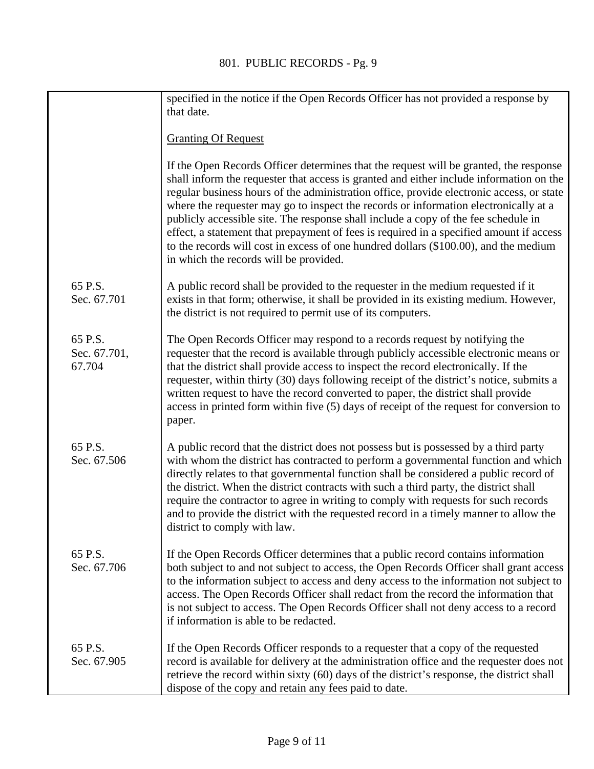| | |
|---|---|
| | specified in the notice if the Open Records Officer has not provided a response by that date. |
| | <u>Granting Of Request</u> |
| | If the Open Records Officer determines that the request will be granted, the response shall inform the requester that access is granted and either include information on the regular business hours of the administration office, provide electronic access, or state where the requester may go to inspect the records or information electronically at a publicly accessible site. The response shall include a copy of the fee schedule in effect, a statement that prepayment of fees is required in a specified amount if access to the records will cost in excess of one hundred dollars ($100.00), and the medium in which the records will be provided. |
| 65 P.S. Sec. 67.701 | A public record shall be provided to the requester in the medium requested if it exists in that form; otherwise, it shall be provided in its existing medium. However, the district is not required to permit use of its computers. |
| 65 P.S. Sec. 67.701, 67.704 | The Open Records Officer may respond to a records request by notifying the requester that the record is available through publicly accessible electronic means or that the district shall provide access to inspect the record electronically. If the requester, within thirty (30) days following receipt of the district's notice, submits a written request to have the record converted to paper, the district shall provide access in printed form within five (5) days of receipt of the request for conversion to paper. |
| 65 P.S. Sec. 67.506 | A public record that the district does not possess but is possessed by a third party with whom the district has contracted to perform a governmental function and which directly relates to that governmental function shall be considered a public record of the district. When the district contracts with such a third party, the district shall require the contractor to agree in writing to comply with requests for such records and to provide the district with the requested record in a timely manner to allow the district to comply with law. |
| 65 P.S. Sec. 67.706 | If the Open Records Officer determines that a public record contains information both subject to and not subject to access, the Open Records Officer shall grant access to the information subject to access and deny access to the information not subject to access. The Open Records Officer shall redact from the record the information that is not subject to access. The Open Records Officer shall not deny access to a record if information is able to be redacted. |
| 65 P.S. Sec. 67.905 | If the Open Records Officer responds to a requester that a copy of the requested record is available for delivery at the administration office and the requester does not retrieve the record within sixty (60) days of the district's response, the district shall dispose of the copy and retain any fees paid to date. |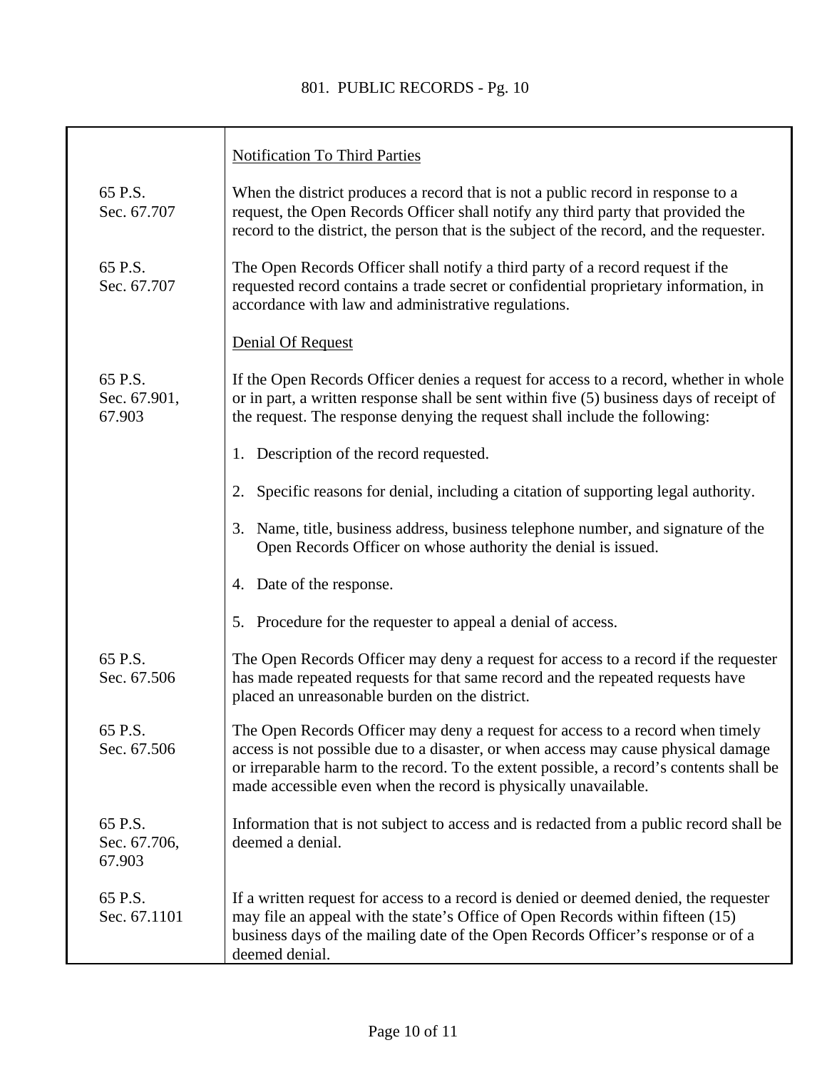| | |
|---|---|
| | Notification To Third Parties |
| 65 P.S. Sec. 67.707 | When the district produces a record that is not a public record in response to a request, the Open Records Officer shall notify any third party that provided the record to the district, the person that is the subject of the record, and the requester. |
| 65 P.S. Sec. 67.707 | The Open Records Officer shall notify a third party of a record request if the requested record contains a trade secret or confidential proprietary information, in accordance with law and administrative regulations. |
| | Denial Of Request |
| 65 P.S. Sec. 67.901, 67.903 | If the Open Records Officer denies a request for access to a record, whether in whole or in part, a written response shall be sent within five (5) business days of receipt of the request. The response denying the request shall include the following:<br><br>1. Description of the record requested.<br><br>2. Specific reasons for denial, including a citation of supporting legal authority.<br><br>3. Name, title, business address, business telephone number, and signature of the Open Records Officer on whose authority the denial is issued.<br><br>4. Date of the response.<br><br>5. Procedure for the requester to appeal a denial of access. |
| 65 P.S. Sec. 67.506 | The Open Records Officer may deny a request for access to a record if the requester has made repeated requests for that same record and the repeated requests have placed an unreasonable burden on the district. |
| 65 P.S. Sec. 67.506 | The Open Records Officer may deny a request for access to a record when timely access is not possible due to a disaster, or when access may cause physical damage or irreparable harm to the record. To the extent possible, a record's contents shall be made accessible even when the record is physically unavailable. |
| 65 P.S. Sec. 67.706, 67.903 | Information that is not subject to access and is redacted from a public record shall be deemed a denial. |
| 65 P.S. Sec. 67.1101 | If a written request for access to a record is denied or deemed denied, the requester may file an appeal with the state's Office of Open Records within fifteen (15) business days of the mailing date of the Open Records Officer's response or of a deemed denial. |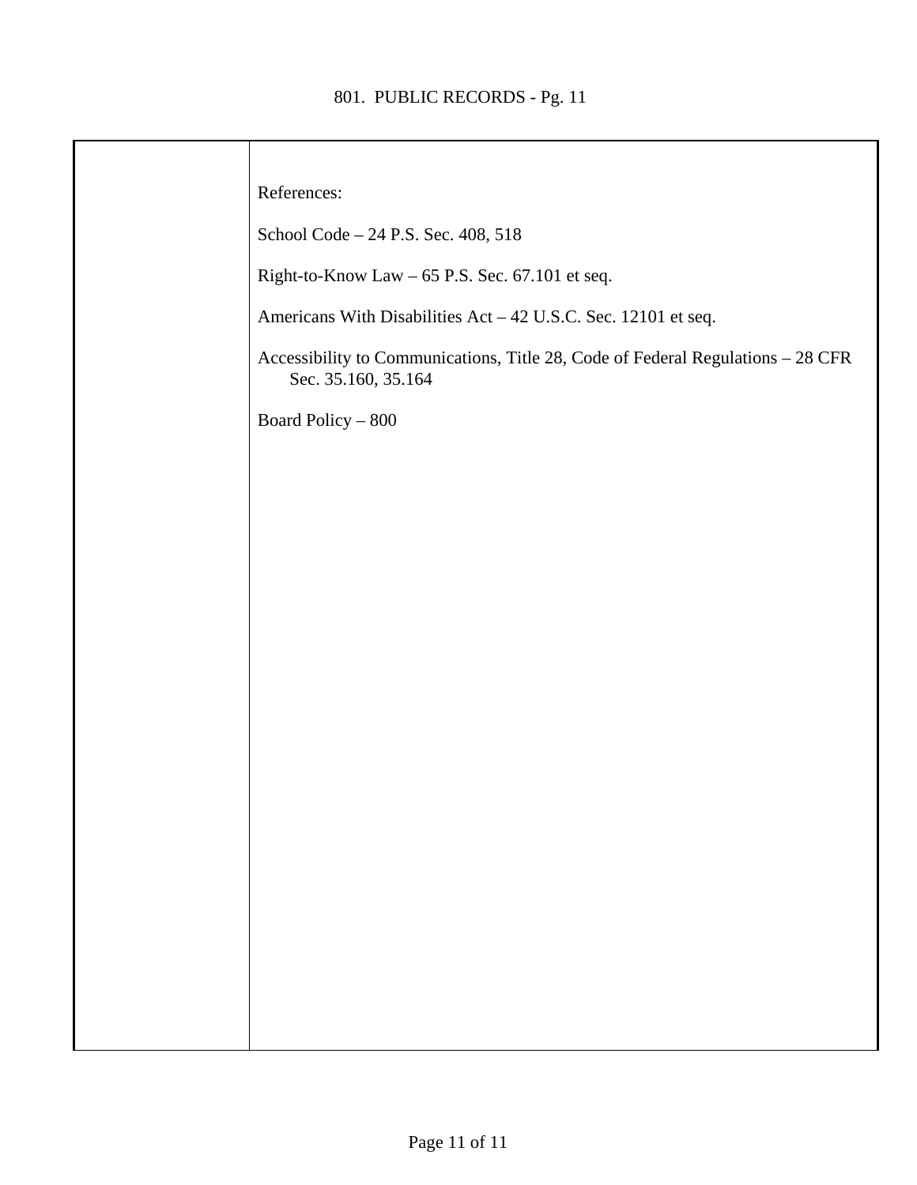References:

School Code – 24 P.S. Sec. 408, 518

Right-to-Know Law – 65 P.S. Sec. 67.101 et seq.

Americans With Disabilities Act – 42 U.S.C. Sec. 12101 et seq.

Accessibility to Communications, Title 28, Code of Federal Regulations – 28 CFR Sec. 35.160, 35.164

Board Policy – 800